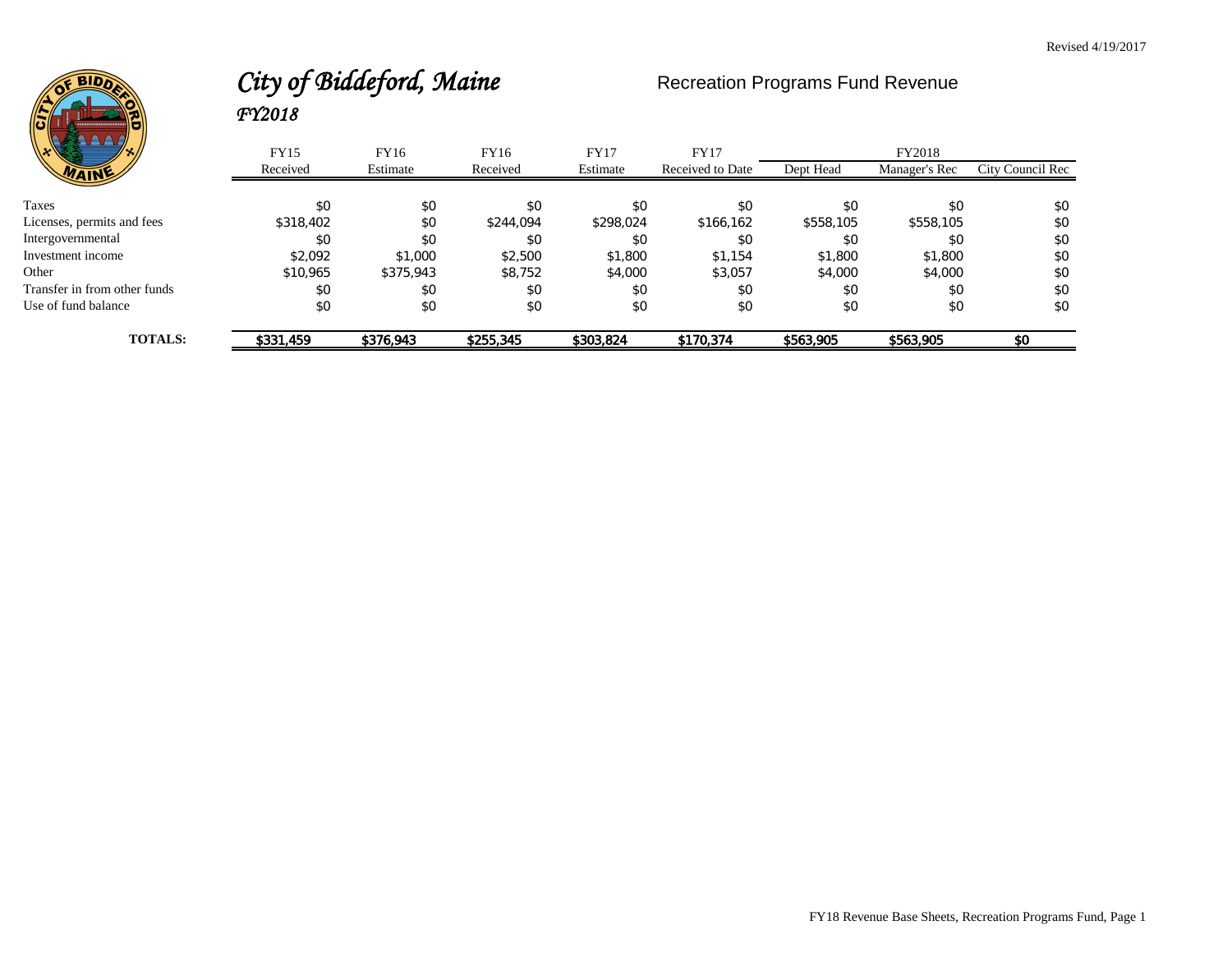Revised 4/19/2017

# *City of Biddeford, Maine*

## *FY2018*

## Recreation Programs Fund Revenue

| | FY15 | FY16 | FY16 | FY17 | FY17 | FY2018 | | |
|---|---|---|---|---|---|---|---|---|
| | Received | Estimate | Received | Estimate | Received to Date | Dept Head | Manager's Rec | City Council Rec |
| Taxes | $0 | $0 | $0 | $0 | $0 | $0 | $0 | $0 |
| Licenses, permits and fees | $318,402 | $0 | $244,094 | $298,024 | $166,162 | $558,105 | $558,105 | $0 |
| Intergovernmental | $0 | $0 | $0 | $0 | $0 | $0 | $0 | $0 |
| Investment income | $2,092 | $1,000 | $2,500 | $1,800 | $1,154 | $1,800 | $1,800 | $0 |
| Other | $10,965 | $375,943 | $8,752 | $4,000 | $3,057 | $4,000 | $4,000 | $0 |
| Transfer in from other funds | $0 | $0 | $0 | $0 | $0 | $0 | $0 | $0 |
| Use of fund balance | $0 | $0 | $0 | $0 | $0 | $0 | $0 | $0 |
| **TOTALS:** | **$331,459** | **$376,943** | **$255,345** | **$303,824** | **$170,374** | **$563,905** | **$563,905** | **$0** |

FY18 Revenue Base Sheets, Recreation Programs Fund, Page 1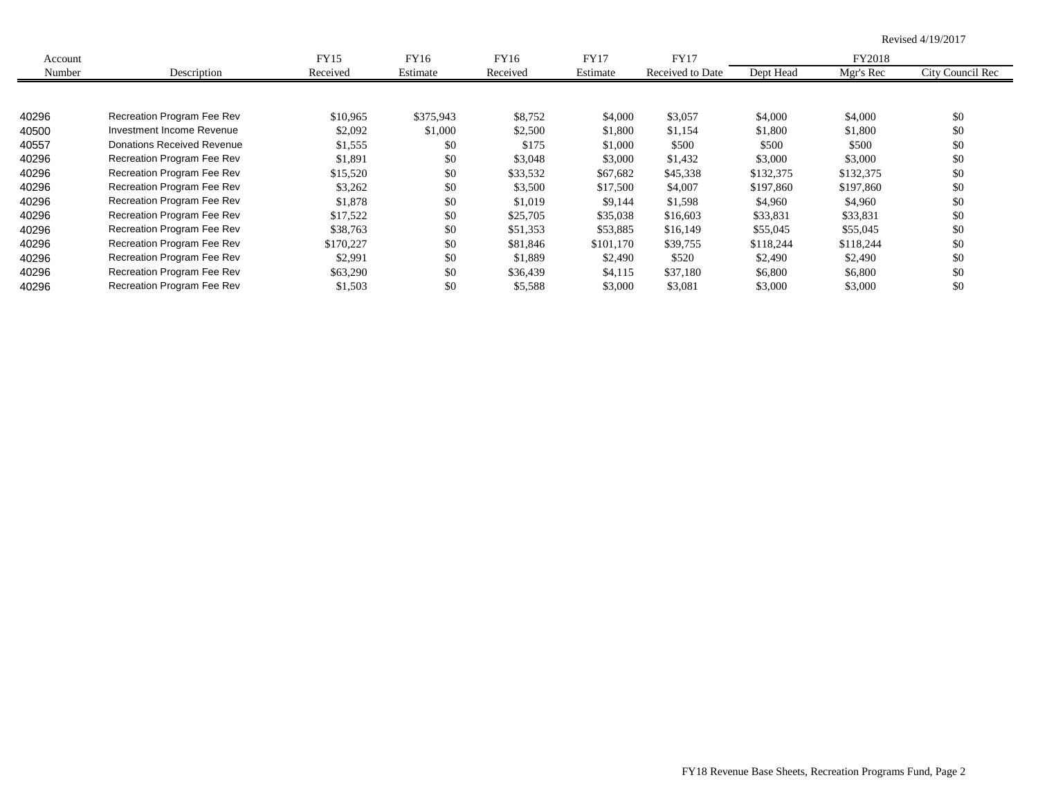Revised 4/19/2017

| Account Number | Description | FY15 Received | FY16 Estimate | FY16 Received | FY17 Estimate | FY17 Received to Date | FY2018 Dept Head | FY2018 Mgr's Rec | FY2018 City Council Rec |
|---|---|---|---|---|---|---|---|---|---|
| 40296 | Recreation Program Fee Rev | $10,965 | $375,943 | $8,752 | $4,000 | $3,057 | $4,000 | $4,000 | $0 |
| 40500 | Investment Income Revenue | $2,092 | $1,000 | $2,500 | $1,800 | $1,154 | $1,800 | $1,800 | $0 |
| 40557 | Donations Received Revenue | $1,555 | $0 | $175 | $1,000 | $500 | $500 | $500 | $0 |
| 40296 | Recreation Program Fee Rev | $1,891 | $0 | $3,048 | $3,000 | $1,432 | $3,000 | $3,000 | $0 |
| 40296 | Recreation Program Fee Rev | $15,520 | $0 | $33,532 | $67,682 | $45,338 | $132,375 | $132,375 | $0 |
| 40296 | Recreation Program Fee Rev | $3,262 | $0 | $3,500 | $17,500 | $4,007 | $197,860 | $197,860 | $0 |
| 40296 | Recreation Program Fee Rev | $1,878 | $0 | $1,019 | $9,144 | $1,598 | $4,960 | $4,960 | $0 |
| 40296 | Recreation Program Fee Rev | $17,522 | $0 | $25,705 | $35,038 | $16,603 | $33,831 | $33,831 | $0 |
| 40296 | Recreation Program Fee Rev | $38,763 | $0 | $51,353 | $53,885 | $16,149 | $55,045 | $55,045 | $0 |
| 40296 | Recreation Program Fee Rev | $170,227 | $0 | $81,846 | $101,170 | $39,755 | $118,244 | $118,244 | $0 |
| 40296 | Recreation Program Fee Rev | $2,991 | $0 | $1,889 | $2,490 | $520 | $2,490 | $2,490 | $0 |
| 40296 | Recreation Program Fee Rev | $63,290 | $0 | $36,439 | $4,115 | $37,180 | $6,800 | $6,800 | $0 |
| 40296 | Recreation Program Fee Rev | $1,503 | $0 | $5,588 | $3,000 | $3,081 | $3,000 | $3,000 | $0 |

FY18 Revenue Base Sheets, Recreation Programs Fund, Page 2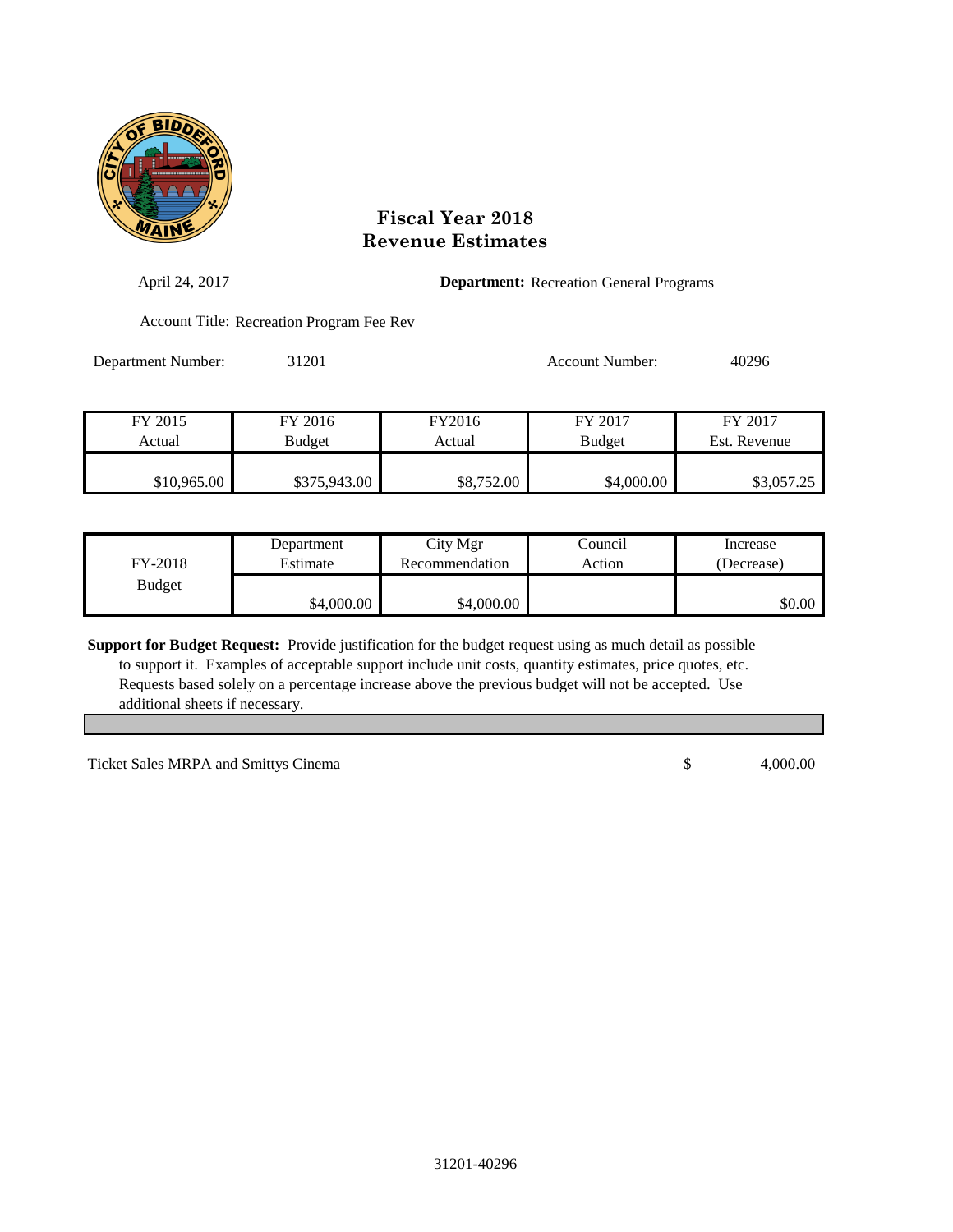# Fiscal Year 2018
# Revenue Estimates

April 24, 2017

**Department:** Recreation General Programs

Account Title: Recreation Program Fee Rev

Department Number: 31201

Account Number: 40296

| FY 2015 Actual | FY 2016 Budget | FY2016 Actual | FY 2017 Budget | FY 2017 Est. Revenue |
|---|---|---|---|---|
| $10,965.00 | $375,943.00 | $8,752.00 | $4,000.00 | $3,057.25 |

| FY-2018 Budget | Department Estimate | City Mgr Recommendation | Council Action | Increase (Decrease) |
|---|---|---|---|---|
| | $4,000.00 | $4,000.00 | | $0.00 |

**Support for Budget Request:** Provide justification for the budget request using as much detail as possible to support it. Examples of acceptable support include unit costs, quantity estimates, price quotes, etc. Requests based solely on a percentage increase above the previous budget will not be accepted. Use additional sheets if necessary.

| | | |
|---|---|---|
| Ticket Sales MRPA and Smittys Cinema | $ | 4,000.00 |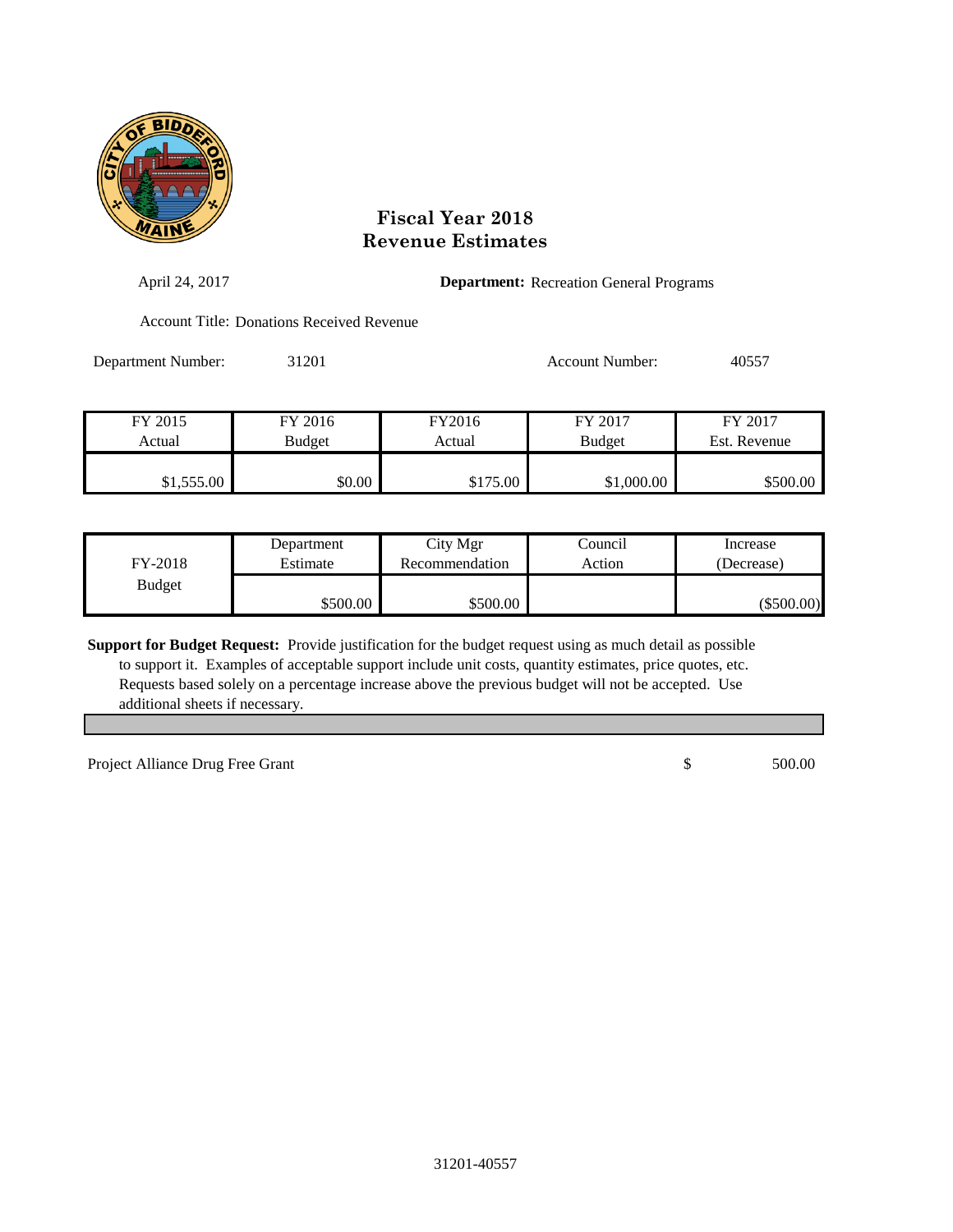# Fiscal Year 2018
# Revenue Estimates

April 24, 2017

**Department:** Recreation General Programs

Account Title: Donations Received Revenue

Department Number: 31201

Account Number: 40557

| FY 2015 Actual | FY 2016 Budget | FY2016 Actual | FY 2017 Budget | FY 2017 Est. Revenue |
|---|---|---|---|---|
| $1,555.00 | $0.00 | $175.00 | $1,000.00 | $500.00 |

| FY-2018 Budget | Department Estimate | City Mgr Recommendation | Council Action | Increase (Decrease) |
|---|---|---|---|---|
| | $500.00 | $500.00 | | ($500.00) |

**Support for Budget Request:** Provide justification for the budget request using as much detail as possible to support it. Examples of acceptable support include unit costs, quantity estimates, price quotes, etc. Requests based solely on a percentage increase above the previous budget will not be accepted. Use additional sheets if necessary.

| | | |
|---|---|---|
| Project Alliance Drug Free Grant | $ | 500.00 |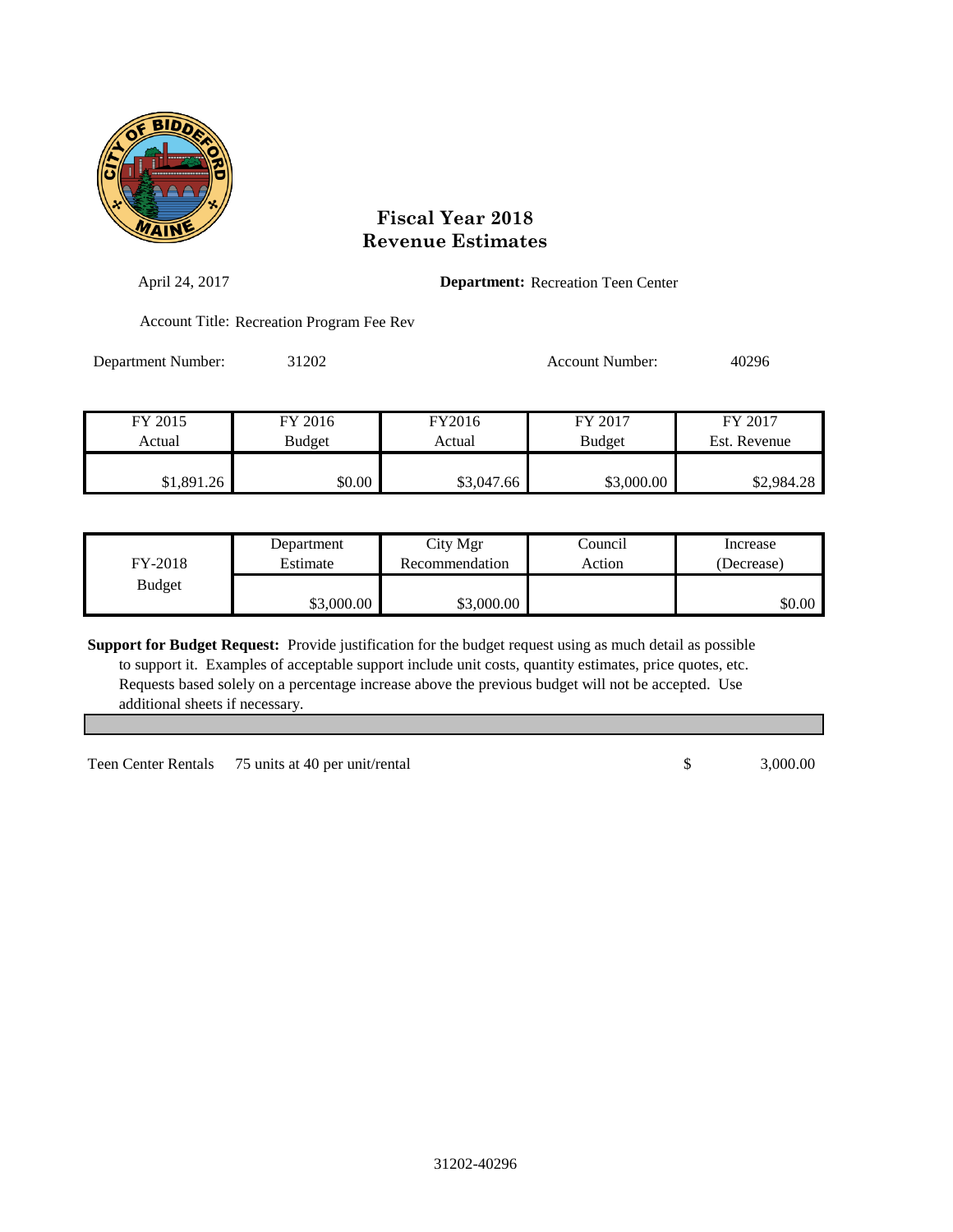# Fiscal Year 2018
# Revenue Estimates

April 24, 2017

**Department:** Recreation Teen Center

Account Title: Recreation Program Fee Rev

Department Number: 31202

Account Number: 40296

| FY 2015 Actual | FY 2016 Budget | FY2016 Actual | FY 2017 Budget | FY 2017 Est. Revenue |
|---|---|---|---|---|
| $1,891.26 | $0.00 | $3,047.66 | $3,000.00 | $2,984.28 |

| FY-2018 Budget | Department Estimate | City Mgr Recommendation | Council Action | Increase (Decrease) |
|---|---|---|---|---|
| | $3,000.00 | $3,000.00 | | $0.00 |

**Support for Budget Request:** Provide justification for the budget request using as much detail as possible to support it. Examples of acceptable support include unit costs, quantity estimates, price quotes, etc. Requests based solely on a percentage increase above the previous budget will not be accepted. Use additional sheets if necessary.

| | | | |
|---|---|---|---|
| Teen Center Rentals | 75 units at 40 per unit/rental | $ | 3,000.00 |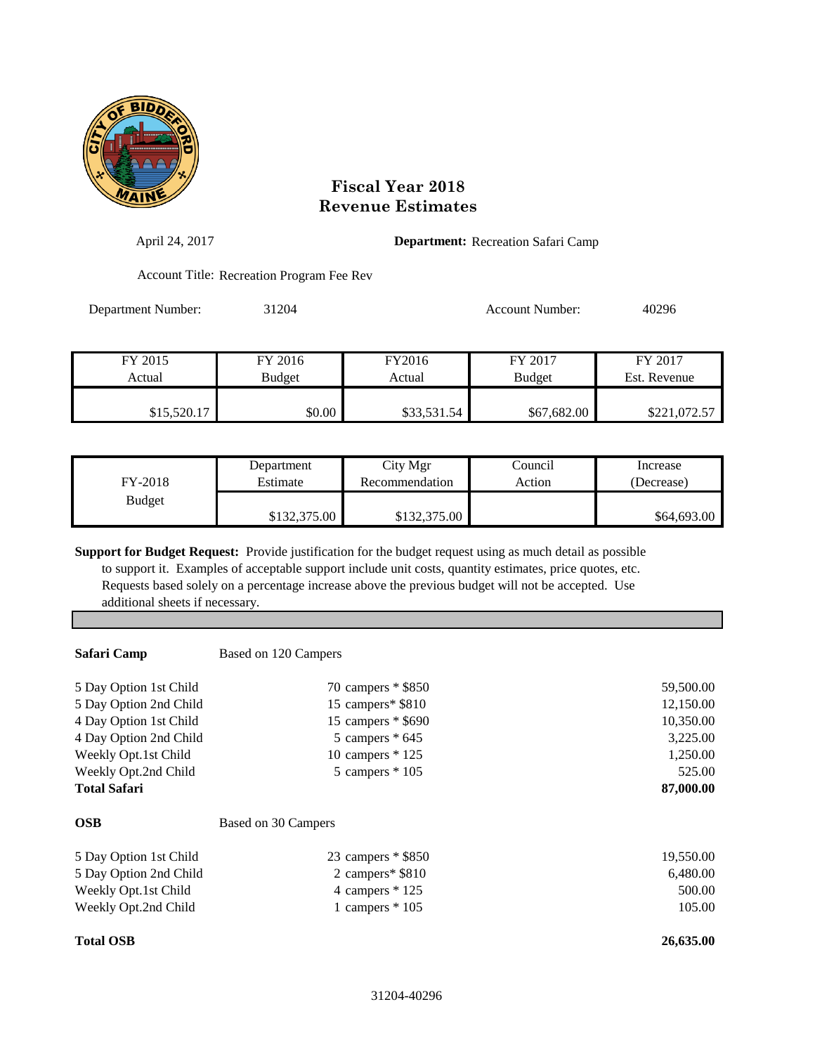# Fiscal Year 2018
# Revenue Estimates

April 24, 2017

**Department:** Recreation Safari Camp

Account Title: Recreation Program Fee Rev

Department Number: 31204

Account Number: 40296

| FY 2015 Actual | FY 2016 Budget | FY2016 Actual | FY 2017 Budget | FY 2017 Est. Revenue |
|---|---|---|---|---|
| $15,520.17 | $0.00 | $33,531.54 | $67,682.00 | $221,072.57 |

| FY-2018 Budget | Department Estimate | City Mgr Recommendation | Council Action | Increase (Decrease) |
|---|---|---|---|---|
| | $132,375.00 | $132,375.00 | | $64,693.00 |

**Support for Budget Request:** Provide justification for the budget request using as much detail as possible to support it. Examples of acceptable support include unit costs, quantity estimates, price quotes, etc. Requests based solely on a percentage increase above the previous budget will not be accepted. Use additional sheets if necessary.

| **Safari Camp** | Based on 120 Campers | |
|---|---|---|
| 5 Day Option 1st Child | 70 campers * $850 | 59,500.00 |
| 5 Day Option 2nd Child | 15 campers* $810 | 12,150.00 |
| 4 Day Option 1st Child | 15 campers * $690 | 10,350.00 |
| 4 Day Option 2nd Child | 5 campers * 645 | 3,225.00 |
| Weekly Opt.1st Child | 10 campers * 125 | 1,250.00 |
| Weekly Opt.2nd Child | 5 campers * 105 | 525.00 |
| **Total Safari** | | **87,000.00** |

| **OSB** | Based on 30 Campers | |
|---|---|---|
| 5 Day Option 1st Child | 23 campers * $850 | 19,550.00 |
| 5 Day Option 2nd Child | 2 campers* $810 | 6,480.00 |
| Weekly Opt.1st Child | 4 campers * 125 | 500.00 |
| Weekly Opt.2nd Child | 1 campers * 105 | 105.00 |
| **Total OSB** | | **26,635.00** |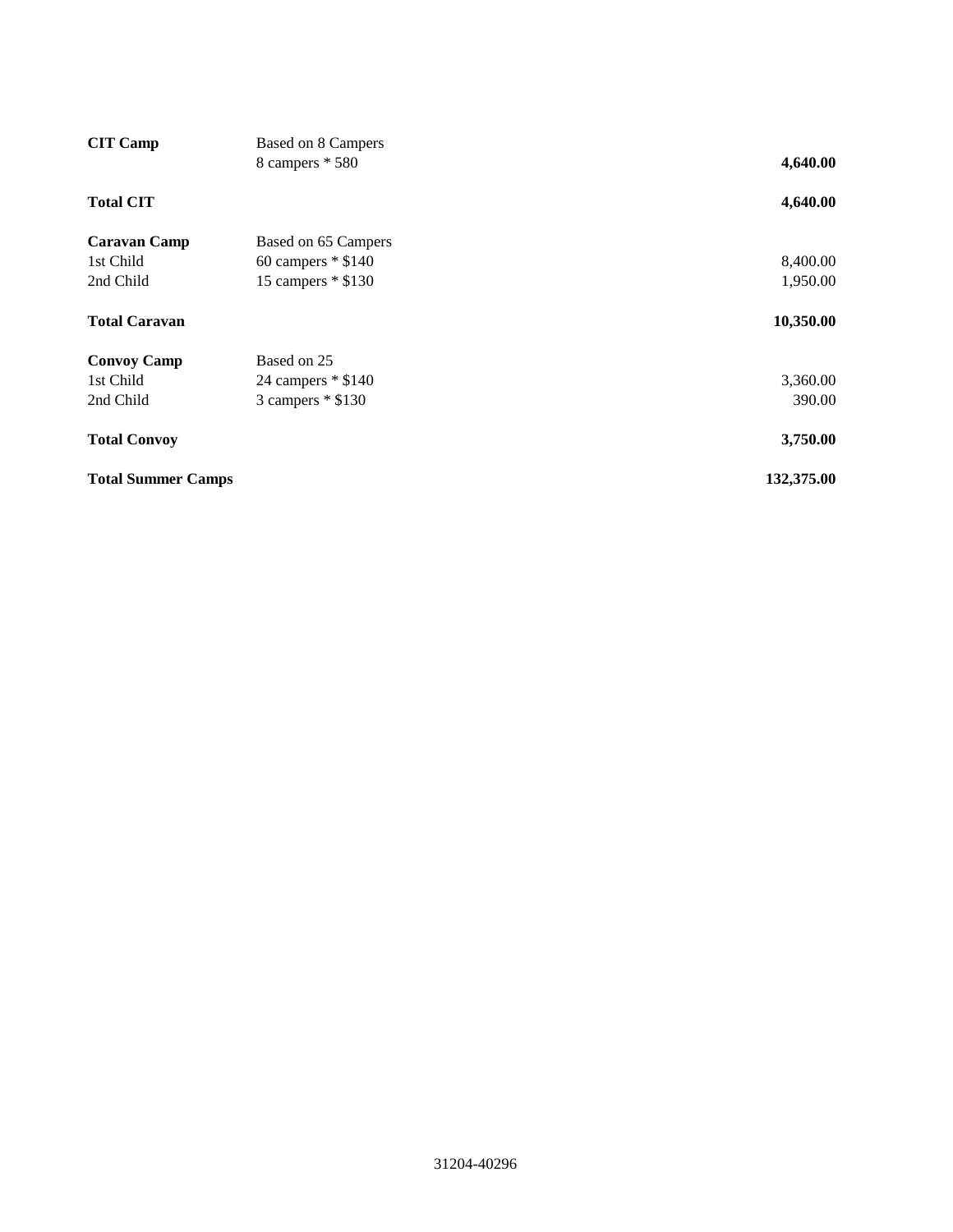| | | |
|---|---|---|
| **CIT Camp** | Based on 8 Campers | |
| | 8 campers * 580 | **4,640.00** |
| **Total CIT** | | **4,640.00** |
| **Caravan Camp** | Based on 65 Campers | |
| 1st Child | 60 campers * $140 | 8,400.00 |
| 2nd Child | 15 campers * $130 | 1,950.00 |
| **Total Caravan** | | **10,350.00** |
| **Convoy Camp** | Based on 25 | |
| 1st Child | 24 campers * $140 | 3,360.00 |
| 2nd Child | 3 campers * $130 | 390.00 |
| **Total Convoy** | | **3,750.00** |
| **Total Summer Camps** | | **132,375.00** |

31204-40296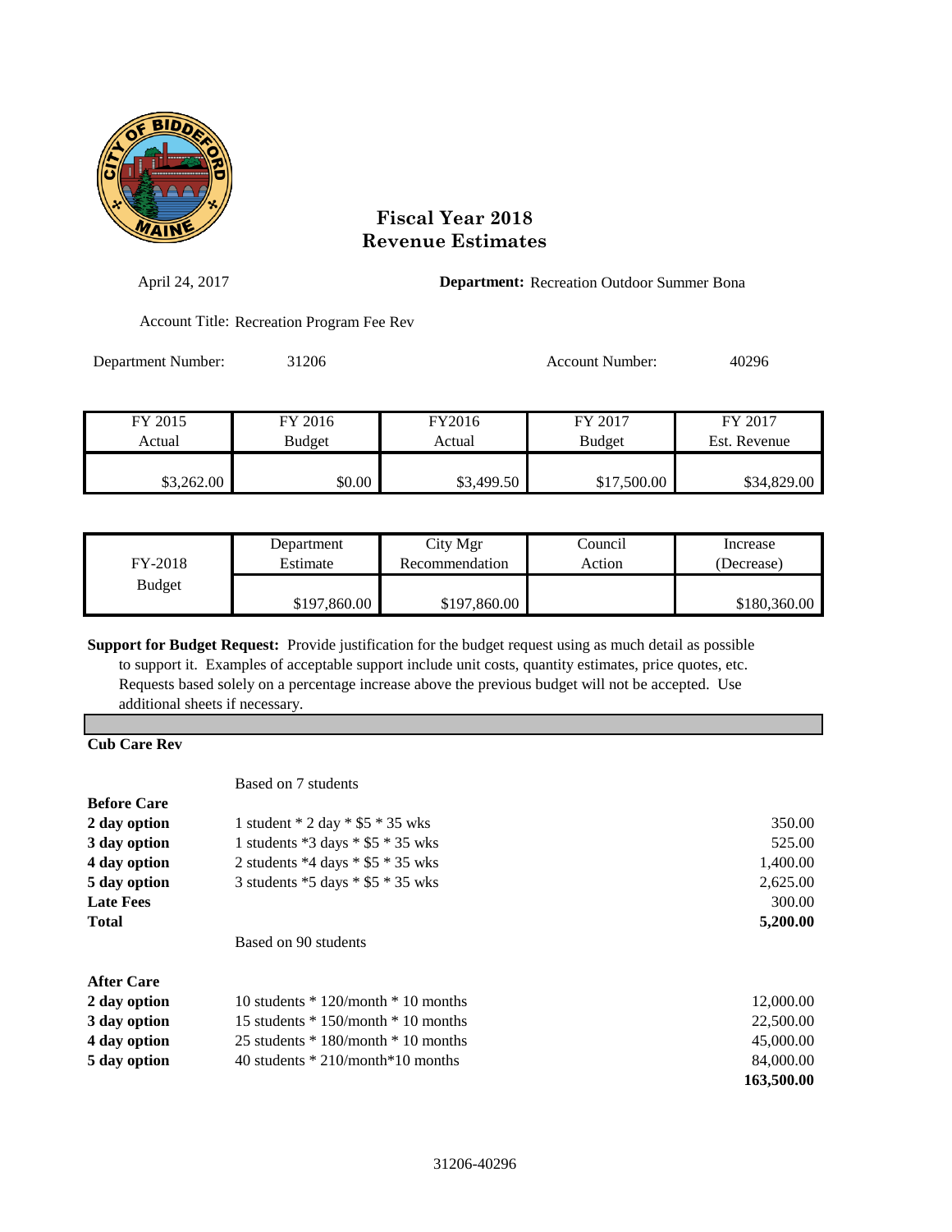# Fiscal Year 2018
# Revenue Estimates

April 24, 2017

**Department:** Recreation Outdoor Summer Bona

Account Title: Recreation Program Fee Rev

Department Number: 31206

Account Number: 40296

| FY 2015 Actual | FY 2016 Budget | FY2016 Actual | FY 2017 Budget | FY 2017 Est. Revenue |
|---|---|---|---|---|
| $3,262.00 | $0.00 | $3,499.50 | $17,500.00 | $34,829.00 |

| FY-2018 Budget | Department Estimate | City Mgr Recommendation | Council Action | Increase (Decrease) |
|---|---|---|---|---|
| | $197,860.00 | $197,860.00 | | $180,360.00 |

**Support for Budget Request:** Provide justification for the budget request using as much detail as possible to support it. Examples of acceptable support include unit costs, quantity estimates, price quotes, etc. Requests based solely on a percentage increase above the previous budget will not be accepted. Use additional sheets if necessary.

**Cub Care Rev**

| | Based on 7 students | |
|---|---|---|
| **Before Care** | | |
| **2 day option** | 1 student * 2 day * $5 * 35 wks | 350.00 |
| **3 day option** | 1 students *3 days * $5 * 35 wks | 525.00 |
| **4 day option** | 2 students *4 days * $5 * 35 wks | 1,400.00 |
| **5 day option** | 3 students *5 days * $5 * 35 wks | 2,625.00 |
| **Late Fees** | | 300.00 |
| **Total** | | **5,200.00** |
| | Based on 90 students | |
| **After Care** | | |
| **2 day option** | 10 students * 120/month * 10 months | 12,000.00 |
| **3 day option** | 15 students * 150/month * 10 months | 22,500.00 |
| **4 day option** | 25 students * 180/month * 10 months | 45,000.00 |
| **5 day option** | 40 students * 210/month*10 months | 84,000.00 |
| | | **163,500.00** |

31206-40296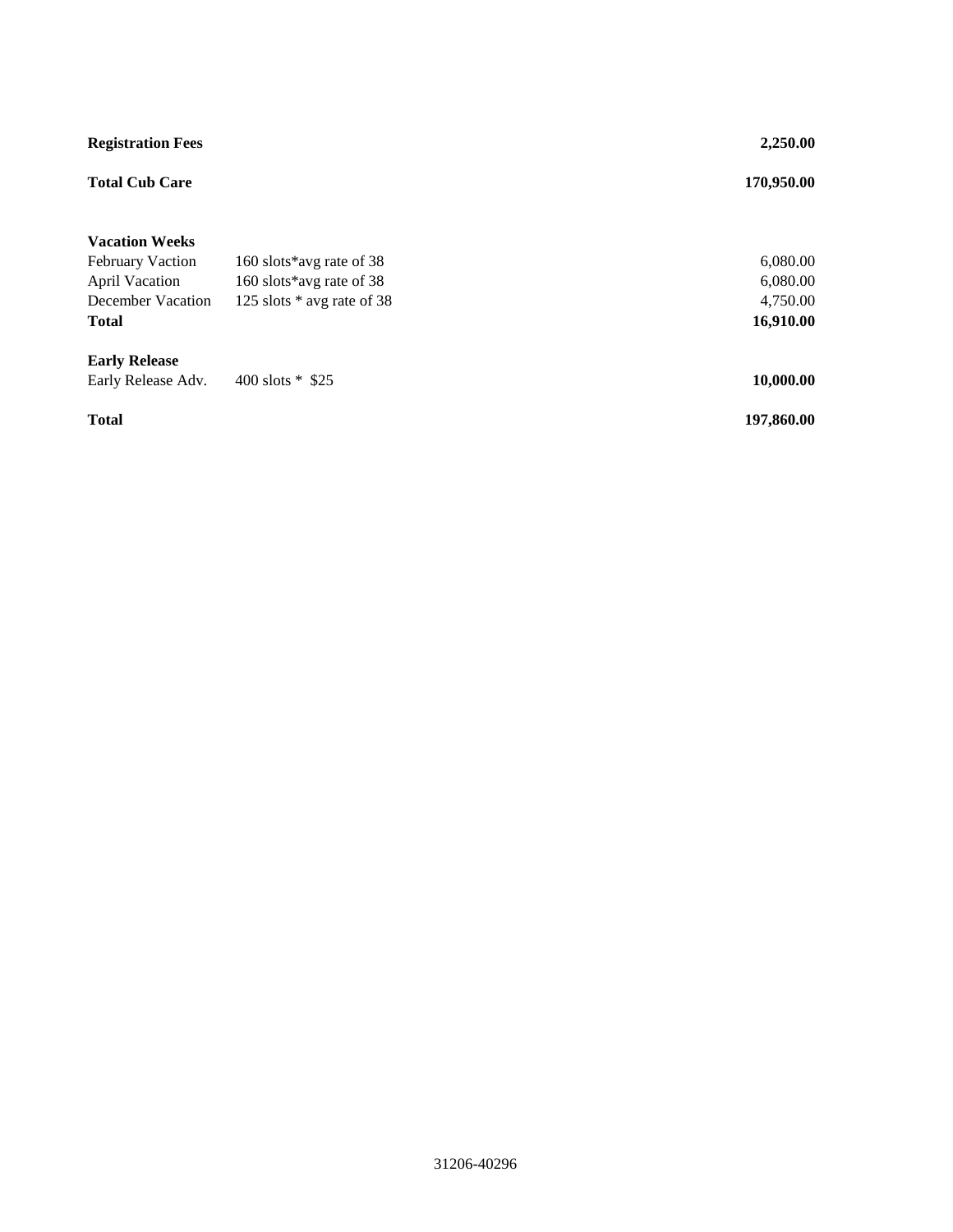| | | |
|---|---|---|
| **Registration Fees** | | **2,250.00** |
| **Total Cub Care** | | **170,950.00** |
| | | |
| **Vacation Weeks** | | |
| February Vaction | 160 slots*avg rate of 38 | 6,080.00 |
| April Vacation | 160 slots*avg rate of 38 | 6,080.00 |
| December Vacation | 125 slots * avg rate of 38 | 4,750.00 |
| **Total** | | **16,910.00** |
| | | |
| **Early Release** | | |
| Early Release Adv. | 400 slots * $25 | **10,000.00** |
| | | |
| **Total** | | **197,860.00** |

31206-40296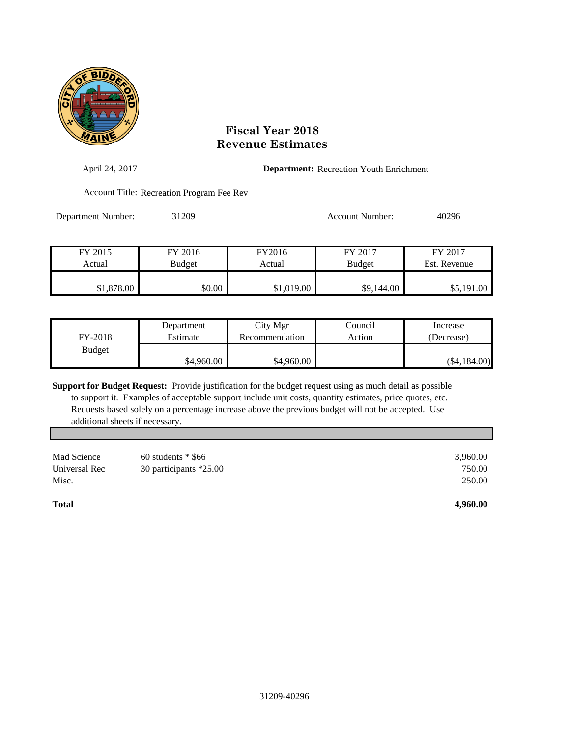# Fiscal Year 2018
# Revenue Estimates

April 24, 2017

**Department:** Recreation Youth Enrichment

Account Title: Recreation Program Fee Rev

Department Number: 31209

Account Number: 40296

| FY 2015 Actual | FY 2016 Budget | FY2016 Actual | FY 2017 Budget | FY 2017 Est. Revenue |
|---|---|---|---|---|
| $1,878.00 | $0.00 | $1,019.00 | $9,144.00 | $5,191.00 |

| FY-2018 Budget | Department Estimate | City Mgr Recommendation | Council Action | Increase (Decrease) |
|---|---|---|---|---|
| | $4,960.00 | $4,960.00 | | ($4,184.00) |

**Support for Budget Request:** Provide justification for the budget request using as much detail as possible to support it. Examples of acceptable support include unit costs, quantity estimates, price quotes, etc. Requests based solely on a percentage increase above the previous budget will not be accepted. Use additional sheets if necessary.

| | | |
|---|---|---|
| Mad Science | 60 students * $66 | 3,960.00 |
| Universal Rec | 30 participants *25.00 | 750.00 |
| Misc. | | 250.00 |
| **Total** | | **4,960.00** |

31209-40296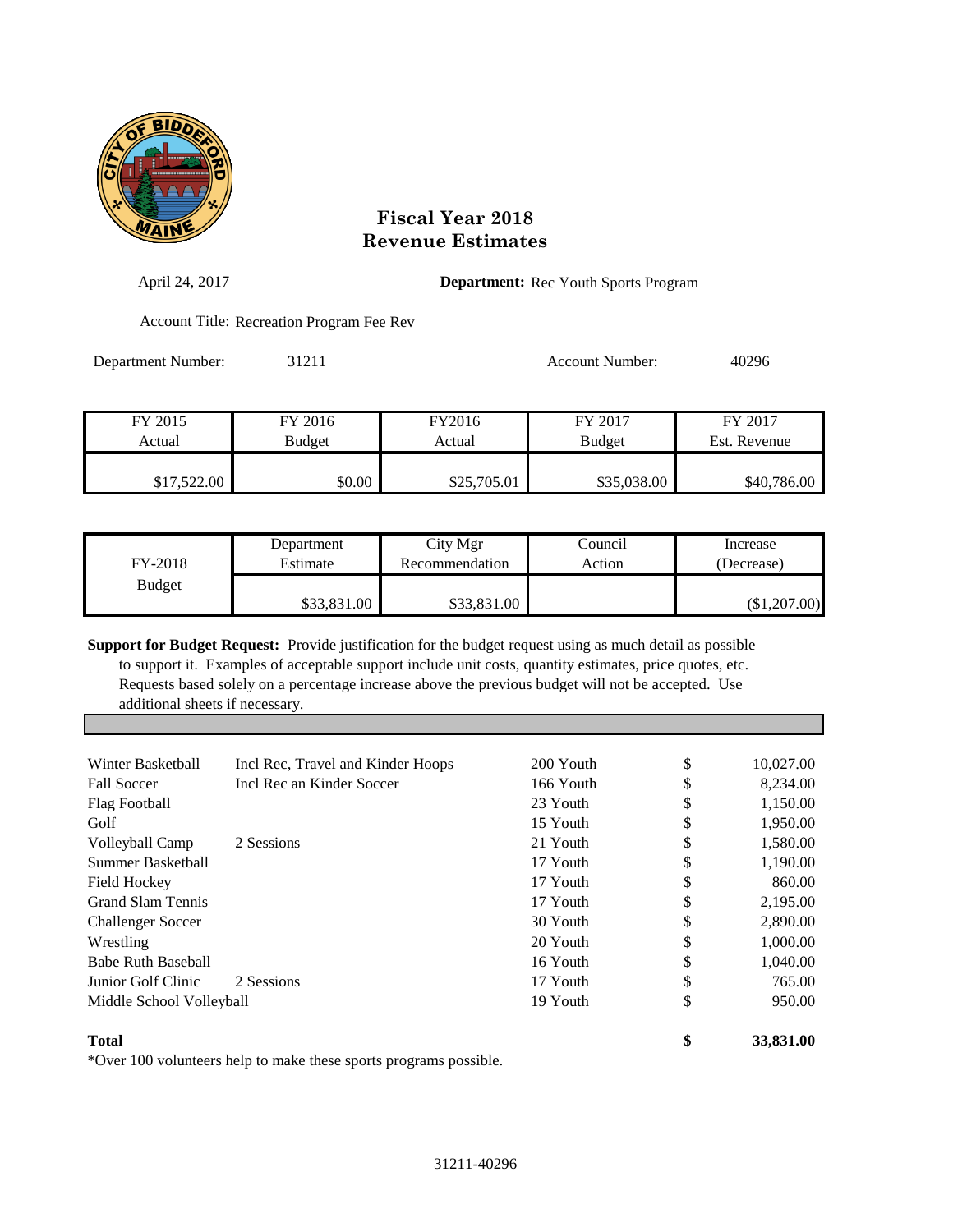# Fiscal Year 2018
# Revenue Estimates

April 24, 2017

**Department:** Rec Youth Sports Program

Account Title: Recreation Program Fee Rev

Department Number: 31211

Account Number: 40296

| FY 2015 Actual | FY 2016 Budget | FY2016 Actual | FY 2017 Budget | FY 2017 Est. Revenue |
|---|---|---|---|---|
| $17,522.00 | $0.00 | $25,705.01 | $35,038.00 | $40,786.00 |

| FY-2018 Budget | Department Estimate | City Mgr Recommendation | Council Action | Increase (Decrease) |
|---|---|---|---|---|
| | $33,831.00 | $33,831.00 | | ($1,207.00) |

**Support for Budget Request:** Provide justification for the budget request using as much detail as possible to support it. Examples of acceptable support include unit costs, quantity estimates, price quotes, etc. Requests based solely on a percentage increase above the previous budget will not be accepted. Use additional sheets if necessary.

| Program | Details | Participants | | Amount |
|---|---|---|---|---|
| Winter Basketball | Incl Rec, Travel and Kinder Hoops | 200 Youth | $ | 10,027.00 |
| Fall Soccer | Incl Rec an Kinder Soccer | 166 Youth | $ | 8,234.00 |
| Flag Football | | 23 Youth | $ | 1,150.00 |
| Golf | | 15 Youth | $ | 1,950.00 |
| Volleyball Camp | 2 Sessions | 21 Youth | $ | 1,580.00 |
| Summer Basketball | | 17 Youth | $ | 1,190.00 |
| Field Hockey | | 17 Youth | $ | 860.00 |
| Grand Slam Tennis | | 17 Youth | $ | 2,195.00 |
| Challenger Soccer | | 30 Youth | $ | 2,890.00 |
| Wrestling | | 20 Youth | $ | 1,000.00 |
| Babe Ruth Baseball | | 16 Youth | $ | 1,040.00 |
| Junior Golf Clinic | 2 Sessions | 17 Youth | $ | 765.00 |
| Middle School Volleyball | | 19 Youth | $ | 950.00 |
| **Total** | | | **$** | **33,831.00** |

*Over 100 volunteers help to make these sports programs possible.

31211-40296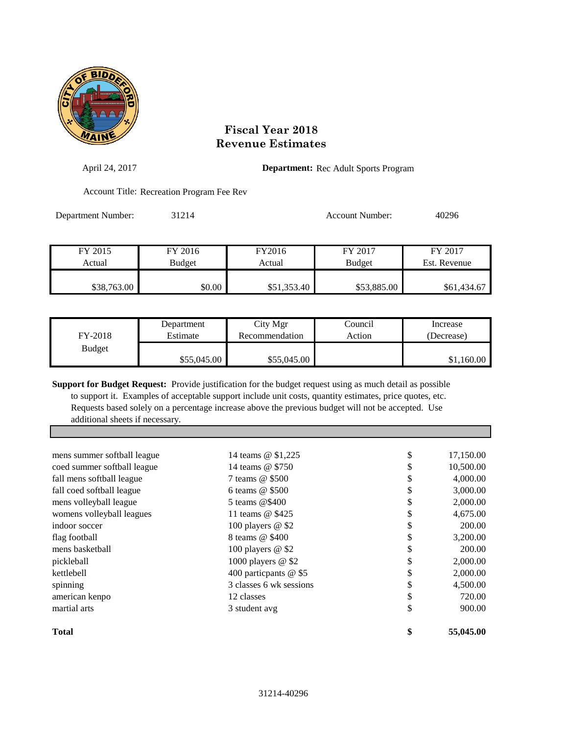# Fiscal Year 2018
# Revenue Estimates

April 24, 2017

**Department:** Rec Adult Sports Program

Account Title: Recreation Program Fee Rev

Department Number: 31214

Account Number: 40296

| FY 2015 Actual | FY 2016 Budget | FY2016 Actual | FY 2017 Budget | FY 2017 Est. Revenue |
|---|---|---|---|---|
| $38,763.00 | $0.00 | $51,353.40 | $53,885.00 | $61,434.67 |

| FY-2018 Budget | Department Estimate | City Mgr Recommendation | Council Action | Increase (Decrease) |
|---|---|---|---|---|
| | $55,045.00 | $55,045.00 | | $1,160.00 |

**Support for Budget Request:** Provide justification for the budget request using as much detail as possible to support it. Examples of acceptable support include unit costs, quantity estimates, price quotes, etc. Requests based solely on a percentage increase above the previous budget will not be accepted. Use additional sheets if necessary.

| Item | Detail | | Amount |
|---|---|---|---|
| mens summer softball league | 14 teams @ $1,225 | $ | 17,150.00 |
| coed summer softball league | 14 teams @ $750 | $ | 10,500.00 |
| fall mens softball league | 7 teams @ $500 | $ | 4,000.00 |
| fall coed softball league | 6 teams @ $500 | $ | 3,000.00 |
| mens volleyball league | 5 teams @$400 | $ | 2,000.00 |
| womens volleyball leagues | 11 teams @ $425 | $ | 4,675.00 |
| indoor soccer | 100 players @ $2 | $ | 200.00 |
| flag football | 8 teams @ $400 | $ | 3,200.00 |
| mens basketball | 100 players @ $2 | $ | 200.00 |
| pickleball | 1000 players @ $2 | $ | 2,000.00 |
| kettlebell | 400 particpants @ $5 | $ | 2,000.00 |
| spinning | 3 classes 6 wk sessions | $ | 4,500.00 |
| american kenpo | 12 classes | $ | 720.00 |
| martial arts | 3 student avg | $ | 900.00 |
| **Total** | | **$** | **55,045.00** |

31214-40296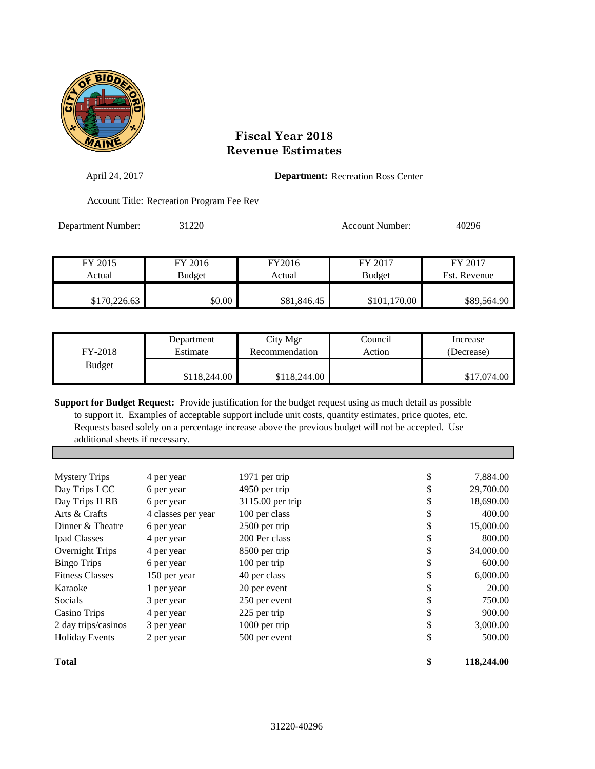# Fiscal Year 2018
# Revenue Estimates

April 24, 2017

**Department:** Recreation Ross Center

Account Title: Recreation Program Fee Rev

Department Number: 31220

Account Number: 40296

| FY 2015 Actual | FY 2016 Budget | FY2016 Actual | FY 2017 Budget | FY 2017 Est. Revenue |
|---|---|---|---|---|
| $170,226.63 | $0.00 | $81,846.45 | $101,170.00 | $89,564.90 |

| FY-2018 Budget | Department Estimate | City Mgr Recommendation | Council Action | Increase (Decrease) |
|---|---|---|---|---|
| | $118,244.00 | $118,244.00 | | $17,074.00 |

**Support for Budget Request:** Provide justification for the budget request using as much detail as possible to support it. Examples of acceptable support include unit costs, quantity estimates, price quotes, etc. Requests based solely on a percentage increase above the previous budget will not be accepted. Use additional sheets if necessary.

| | | | | |
|---|---|---|---|---|
| Mystery Trips | 4 per year | 1971 per trip | $ | 7,884.00 |
| Day Trips I CC | 6 per year | 4950 per trip | $ | 29,700.00 |
| Day Trips II RB | 6 per year | 3115.00 per trip | $ | 18,690.00 |
| Arts & Crafts | 4 classes per year | 100 per class | $ | 400.00 |
| Dinner & Theatre | 6 per year | 2500 per trip | $ | 15,000.00 |
| Ipad Classes | 4 per year | 200 Per class | $ | 800.00 |
| Overnight Trips | 4 per year | 8500 per trip | $ | 34,000.00 |
| Bingo Trips | 6 per year | 100 per trip | $ | 600.00 |
| Fitness Classes | 150 per year | 40 per class | $ | 6,000.00 |
| Karaoke | 1 per year | 20 per event | $ | 20.00 |
| Socials | 3 per year | 250 per event | $ | 750.00 |
| Casino Trips | 4 per year | 225 per trip | $ | 900.00 |
| 2 day trips/casinos | 3 per year | 1000 per trip | $ | 3,000.00 |
| Holiday Events | 2 per year | 500 per event | $ | 500.00 |
| **Total** | | | **$** | **118,244.00** |

31220-40296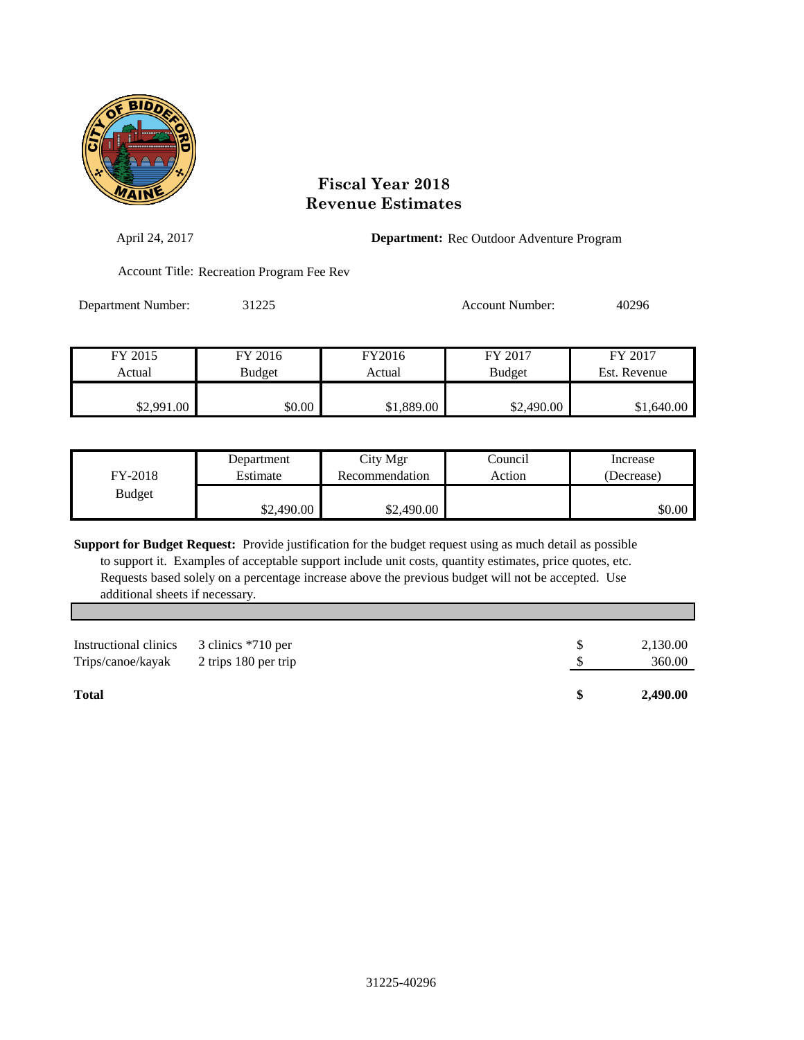# Fiscal Year 2018
# Revenue Estimates

April 24, 2017

**Department:** Rec Outdoor Adventure Program

Account Title: Recreation Program Fee Rev

Department Number: 31225

Account Number: 40296

| FY 2015 Actual | FY 2016 Budget | FY2016 Actual | FY 2017 Budget | FY 2017 Est. Revenue |
|---|---|---|---|---|
| $2,991.00 | $0.00 | $1,889.00 | $2,490.00 | $1,640.00 |

| FY-2018 Budget | Department Estimate | City Mgr Recommendation | Council Action | Increase (Decrease) |
|---|---|---|---|---|
| | $2,490.00 | $2,490.00 | | $0.00 |

**Support for Budget Request:** Provide justification for the budget request using as much detail as possible to support it. Examples of acceptable support include unit costs, quantity estimates, price quotes, etc. Requests based solely on a percentage increase above the previous budget will not be accepted. Use additional sheets if necessary.

| | | | |
|---|---|---|---|
| Instructional clinics | 3 clinics *710 per | $ | 2,130.00 |
| Trips/canoe/kayak | 2 trips 180 per trip | $ | 360.00 |
| **Total** | | **$** | **2,490.00** |

31225-40296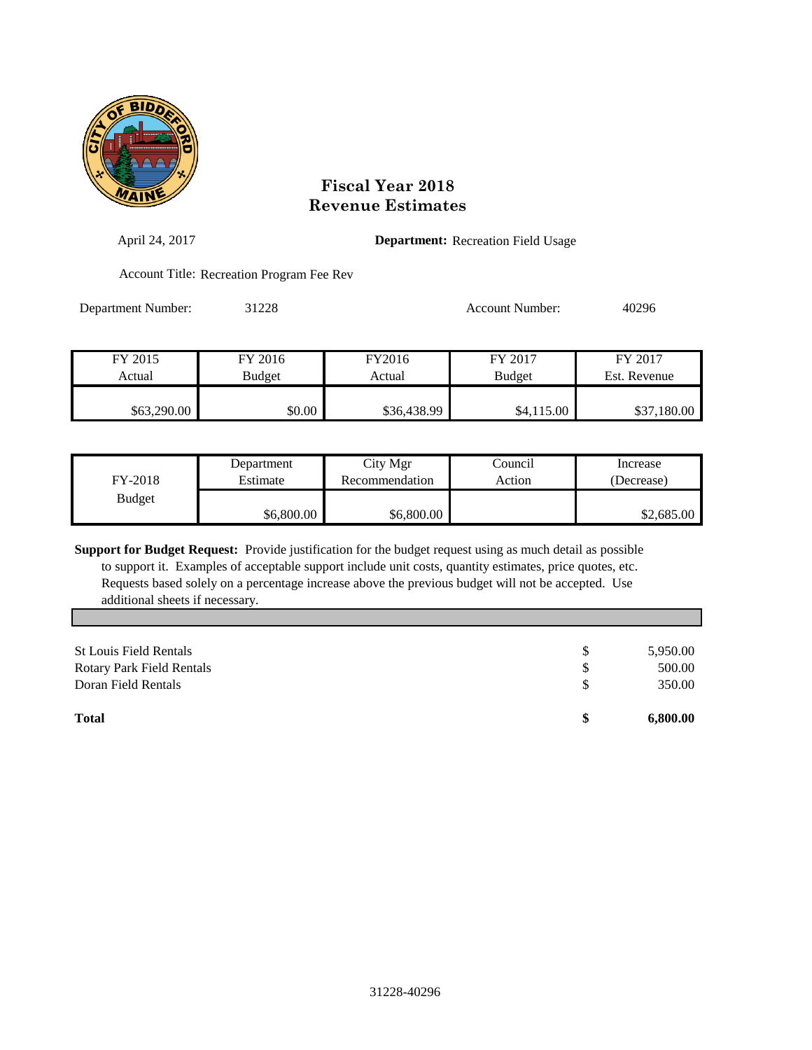# Fiscal Year 2018
# Revenue Estimates

April 24, 2017

**Department:** Recreation Field Usage

Account Title: Recreation Program Fee Rev

Department Number: 31228

Account Number: 40296

| FY 2015 Actual | FY 2016 Budget | FY2016 Actual | FY 2017 Budget | FY 2017 Est. Revenue |
|---|---|---|---|---|
| $63,290.00 | $0.00 | $36,438.99 | $4,115.00 | $37,180.00 |

| FY-2018 Budget | Department Estimate | City Mgr Recommendation | Council Action | Increase (Decrease) |
|---|---|---|---|---|
| | $6,800.00 | $6,800.00 | | $2,685.00 |

**Support for Budget Request:** Provide justification for the budget request using as much detail as possible to support it. Examples of acceptable support include unit costs, quantity estimates, price quotes, etc. Requests based solely on a percentage increase above the previous budget will not be accepted. Use additional sheets if necessary.

| | | |
|---|---|---|
| St Louis Field Rentals | $ | 5,950.00 |
| Rotary Park Field Rentals | $ | 500.00 |
| Doran Field Rentals | $ | 350.00 |
| **Total** | **$** | **6,800.00** |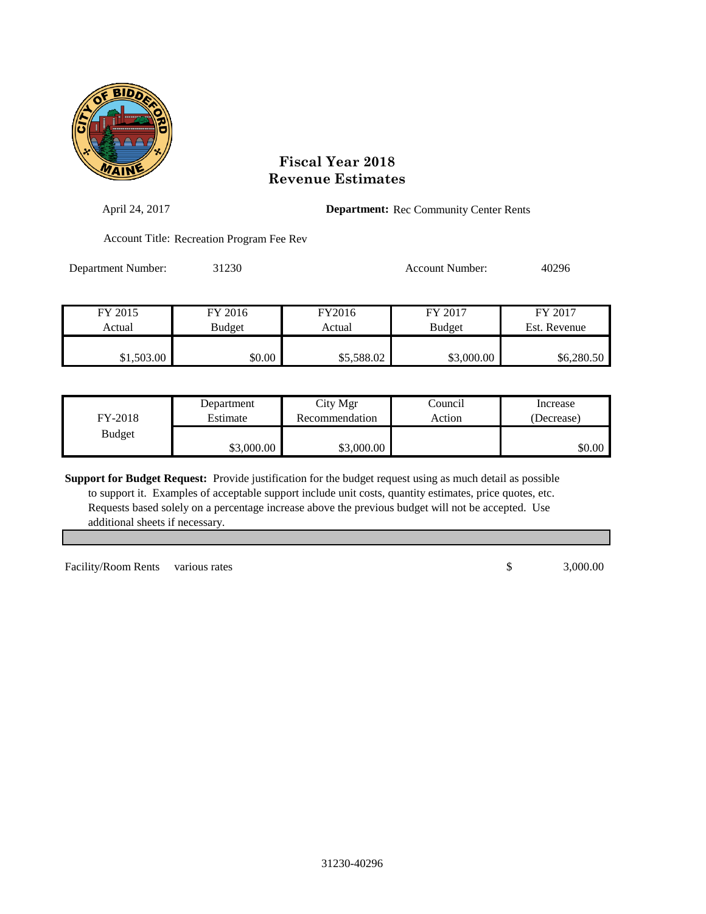# Fiscal Year 2018
# Revenue Estimates

April 24, 2017

**Department:** Rec Community Center Rents

Account Title: Recreation Program Fee Rev

Department Number: 31230

Account Number: 40296

| FY 2015 Actual | FY 2016 Budget | FY2016 Actual | FY 2017 Budget | FY 2017 Est. Revenue |
|---|---|---|---|---|
| $1,503.00 | $0.00 | $5,588.02 | $3,000.00 | $6,280.50 |

| FY-2018 Budget | Department Estimate | City Mgr Recommendation | Council Action | Increase (Decrease) |
|---|---|---|---|---|
| | $3,000.00 | $3,000.00 | | $0.00 |

**Support for Budget Request:** Provide justification for the budget request using as much detail as possible to support it. Examples of acceptable support include unit costs, quantity estimates, price quotes, etc. Requests based solely on a percentage increase above the previous budget will not be accepted. Use additional sheets if necessary.

| | | | |
|---|---|---|---|
| Facility/Room Rents | various rates | $ | 3,000.00 |